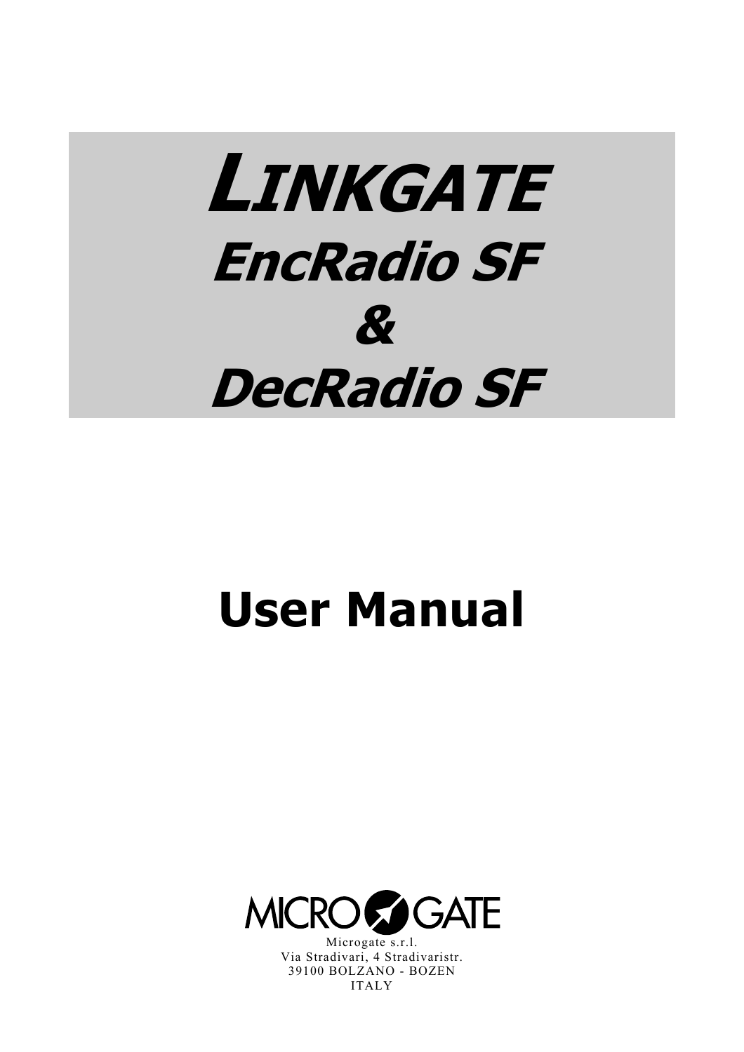# LINKGATE

# EncRadio SF

# &

# DecRadio SF

# User Manual

MICRO GATE

Microgate s.r.l.
Via Stradivari, 4 Stradivaristr.
39100 BOLZANO - BOZEN
ITALY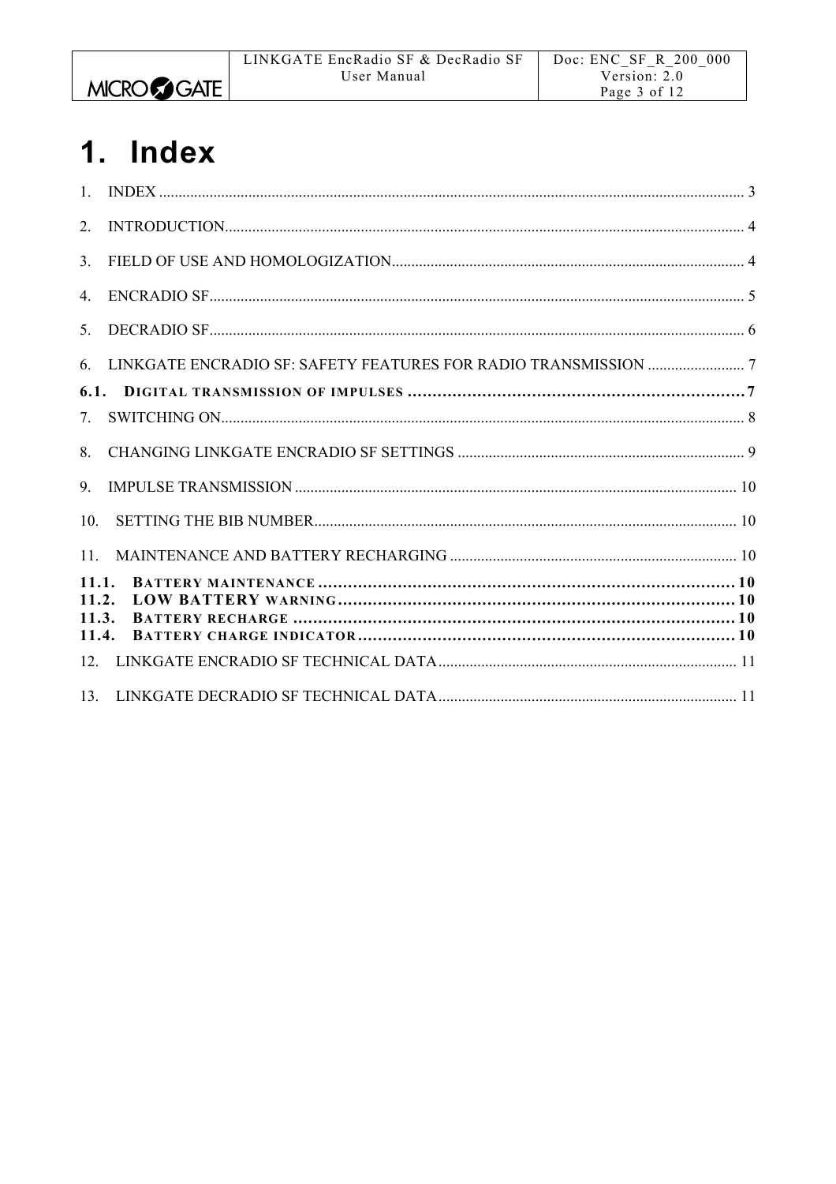# 1. Index

1. INDEX ........................................................................................................................................ 3
2. INTRODUCTION.......................................................................................................................... 4
3. FIELD OF USE AND HOMOLOGIZATION.......................................................................................... 4
4. ENCRADIO SF.............................................................................................................................. 5
5. DECRADIO SF.............................................................................................................................. 6
6. LINKGATE ENCRADIO SF: SAFETY FEATURES FOR RADIO TRANSMISSION ......................... 7
   - **6.1. DIGITAL TRANSMISSION OF IMPULSES ........................................................................ 7**
7. SWITCHING ON............................................................................................................................ 8
8. CHANGING LINKGATE ENCRADIO SF SETTINGS .......................................................................... 9
9. IMPULSE TRANSMISSION .......................................................................................................... 10
10. SETTING THE BIB NUMBER...................................................................................................... 10
11. MAINTENANCE AND BATTERY RECHARGING ........................................................................... 10
    - **11.1. BATTERY MAINTENANCE ................................................................................... 10**
    - **11.2. LOW BATTERY WARNING................................................................................... 10**
    - **11.3. BATTERY RECHARGE ........................................................................................ 10**
    - **11.4. BATTERY CHARGE INDICATOR............................................................................ 10**
12. LINKGATE ENCRADIO SF TECHNICAL DATA.............................................................................. 11
13. LINKGATE DECRADIO SF TECHNICAL DATA.............................................................................. 11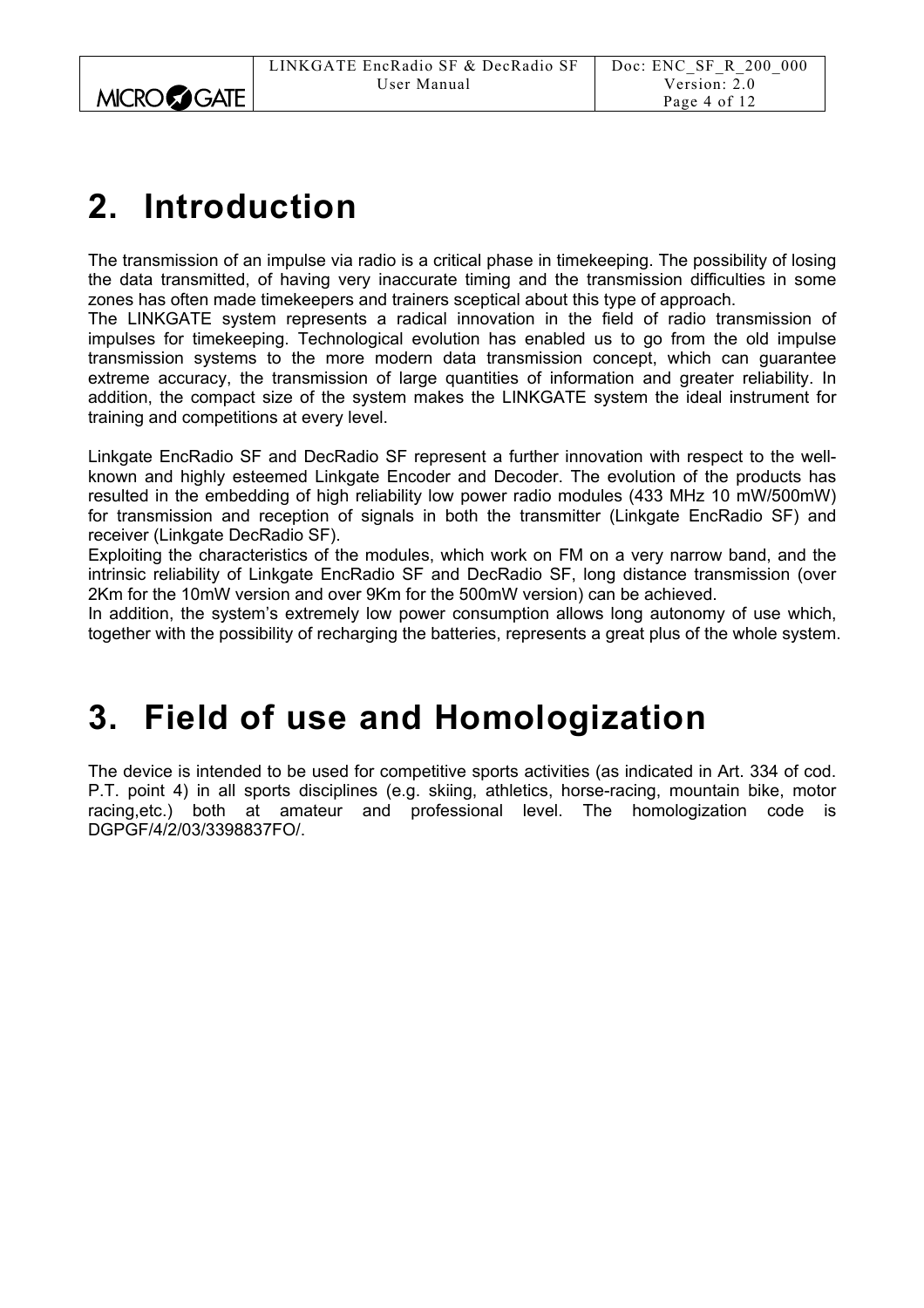# 2. Introduction

The transmission of an impulse via radio is a critical phase in timekeeping. The possibility of losing the data transmitted, of having very inaccurate timing and the transmission difficulties in some zones has often made timekeepers and trainers sceptical about this type of approach.
The LINKGATE system represents a radical innovation in the field of radio transmission of impulses for timekeeping. Technological evolution has enabled us to go from the old impulse transmission systems to the more modern data transmission concept, which can guarantee extreme accuracy, the transmission of large quantities of information and greater reliability. In addition, the compact size of the system makes the LINKGATE system the ideal instrument for training and competitions at every level.

Linkgate EncRadio SF and DecRadio SF represent a further innovation with respect to the well-known and highly esteemed Linkgate Encoder and Decoder. The evolution of the products has resulted in the embedding of high reliability low power radio modules (433 MHz 10 mW/500mW) for transmission and reception of signals in both the transmitter (Linkgate EncRadio SF) and receiver (Linkgate DecRadio SF).
Exploiting the characteristics of the modules, which work on FM on a very narrow band, and the intrinsic reliability of Linkgate EncRadio SF and DecRadio SF, long distance transmission (over 2Km for the 10mW version and over 9Km for the 500mW version) can be achieved.
In addition, the system's extremely low power consumption allows long autonomy of use which, together with the possibility of recharging the batteries, represents a great plus of the whole system.

# 3. Field of use and Homologization

The device is intended to be used for competitive sports activities (as indicated in Art. 334 of cod. P.T. point 4) in all sports disciplines (e.g. skiing, athletics, horse-racing, mountain bike, motor racing,etc.) both at amateur and professional level. The homologization code is DGPGF/4/2/03/3398837FO/.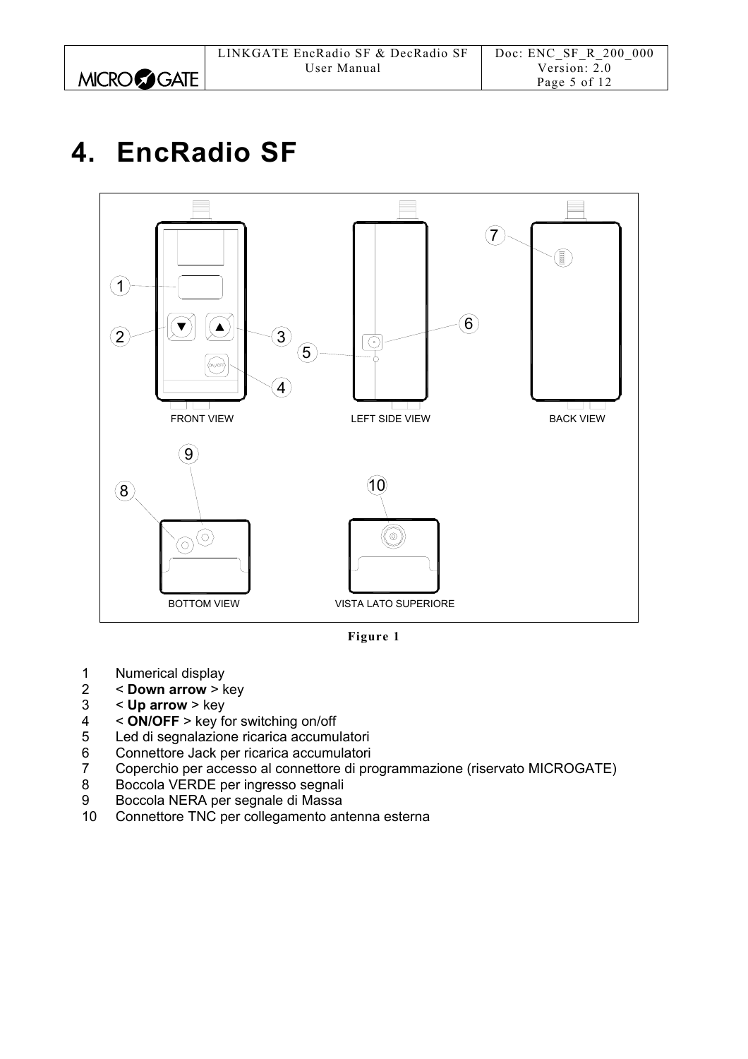# 4. EncRadio SF

**Figure 1**

1 Numerical display
2 < **Down arrow** > key
3 < **Up arrow** > key
4 < **ON/OFF** > key for switching on/off
5 Led di segnalazione ricarica accumulatori
6 Connettore Jack per ricarica accumulatori
7 Coperchio per accesso al connettore di programmazione (riservato MICROGATE)
8 Boccola VERDE per ingresso segnali
9 Boccola NERA per segnale di Massa
10 Connettore TNC per collegamento antenna esterna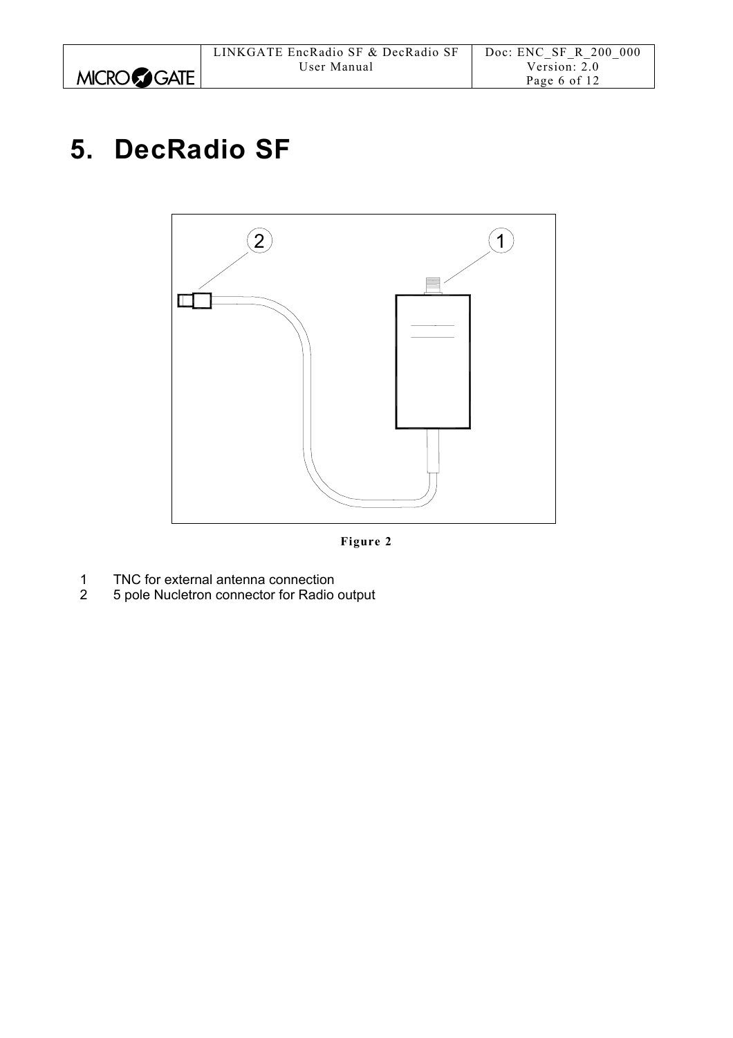# 5. DecRadio SF

**Figure 2**

1 TNC for external antenna connection
2 5 pole Nucletron connector for Radio output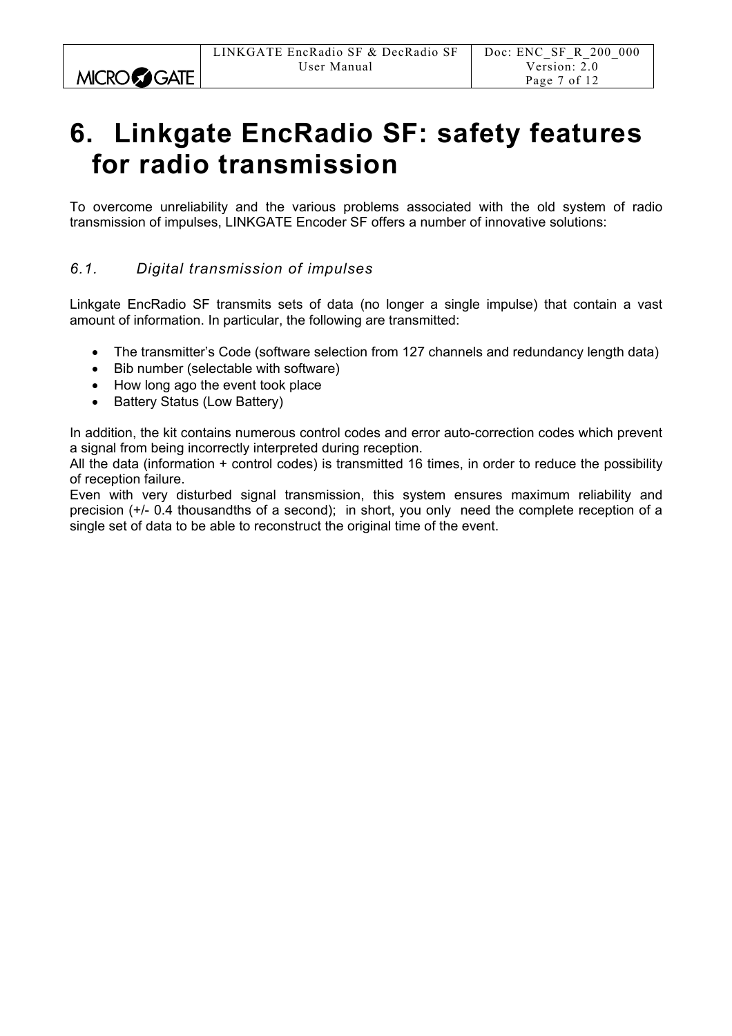# 6. Linkgate EncRadio SF: safety features for radio transmission

To overcome unreliability and the various problems associated with the old system of radio transmission of impulses, LINKGATE Encoder SF offers a number of innovative solutions:

## *6.1. Digital transmission of impulses*

Linkgate EncRadio SF transmits sets of data (no longer a single impulse) that contain a vast amount of information. In particular, the following are transmitted:

- The transmitter's Code (software selection from 127 channels and redundancy length data)
- Bib number (selectable with software)
- How long ago the event took place
- Battery Status (Low Battery)

In addition, the kit contains numerous control codes and error auto-correction codes which prevent a signal from being incorrectly interpreted during reception.
All the data (information + control codes) is transmitted 16 times, in order to reduce the possibility of reception failure.
Even with very disturbed signal transmission, this system ensures maximum reliability and precision (+/- 0.4 thousandths of a second); in short, you only need the complete reception of a single set of data to be able to reconstruct the original time of the event.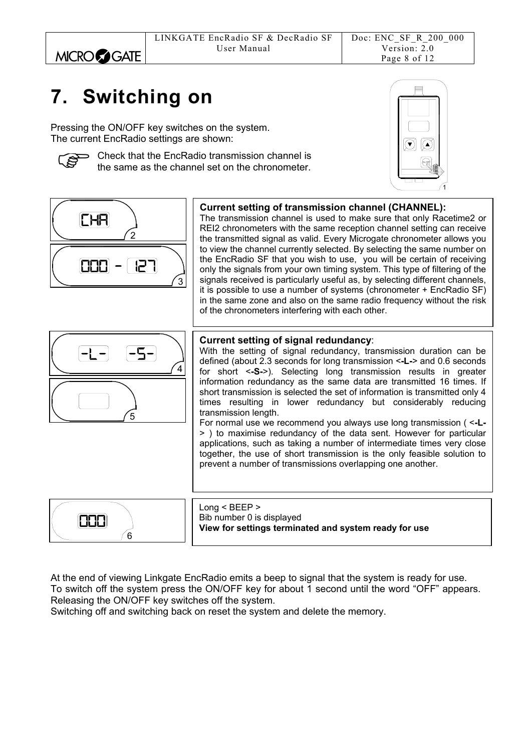# 7. Switching on

Pressing the ON/OFF key switches on the system.
The current EncRadio settings are shown:

Check that the EncRadio transmission channel is the same as the channel set on the chronometer.

**Current setting of transmission channel (CHANNEL):**
The transmission channel is used to make sure that only Racetime2 or REI2 chronometers with the same reception channel setting can receive the transmitted signal as valid. Every Microgate chronometer allows you to view the channel currently selected. By selecting the same number on the EncRadio SF that you wish to use, you will be certain of receiving only the signals from your own timing system. This type of filtering of the signals received is particularly useful as, by selecting different channels, it is possible to use a number of systems (chronometer + EncRadio SF) in the same zone and also on the same radio frequency without the risk of the chronometers interfering with each other.

**Current setting of signal redundancy**:
With the setting of signal redundancy, transmission duration can be defined (about 2.3 seconds for long transmission <**-L-**> and 0.6 seconds for short <**-S-**>). Selecting long transmission results in greater information redundancy as the same data are transmitted 16 times. If short transmission is selected the set of information is transmitted only 4 times resulting in lower redundancy but considerably reducing transmission length.
For normal use we recommend you always use long transmission ( <**-L-**> ) to maximise redundancy of the data sent. However for particular applications, such as taking a number of intermediate times very close together, the use of short transmission is the only feasible solution to prevent a number of transmissions overlapping one another.

Long < BEEP >
Bib number 0 is displayed
**View for settings terminated and system ready for use**

At the end of viewing Linkgate EncRadio emits a beep to signal that the system is ready for use.
To switch off the system press the ON/OFF key for about 1 second until the word "OFF" appears. Releasing the ON/OFF key switches off the system.
Switching off and switching back on reset the system and delete the memory.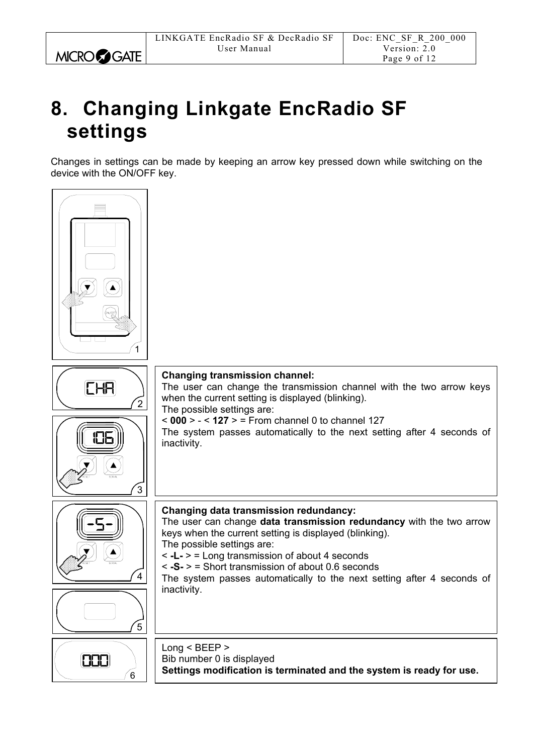# 8. Changing Linkgate EncRadio SF settings

Changes in settings can be made by keeping an arrow key pressed down while switching on the device with the ON/OFF key.

**Changing transmission channel:**
The user can change the transmission channel with the two arrow keys when the current setting is displayed (blinking).
The possible settings are:
< **000** > - < **127** > = From channel 0 to channel 127
The system passes automatically to the next setting after 4 seconds of inactivity.

**Changing data transmission redundancy:**
The user can change **data transmission redundancy** with the two arrow keys when the current setting is displayed (blinking).
The possible settings are:
< **-L-** > = Long transmission of about 4 seconds
< **-S-** > = Short transmission of about 0.6 seconds
The system passes automatically to the next setting after 4 seconds of inactivity.

Long < BEEP >
Bib number 0 is displayed
**Settings modification is terminated and the system is ready for use.**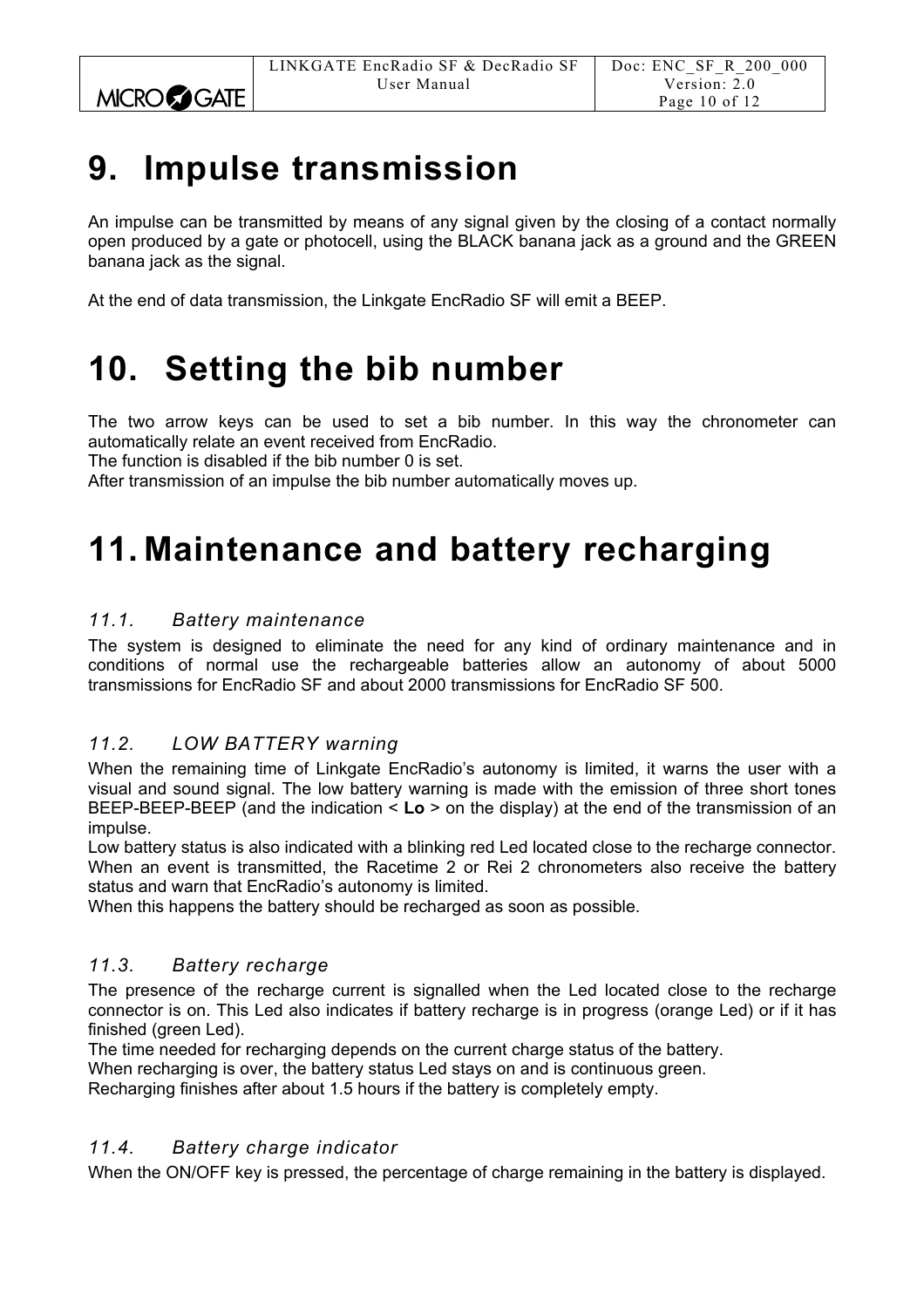# 9. Impulse transmission

An impulse can be transmitted by means of any signal given by the closing of a contact normally open produced by a gate or photocell, using the BLACK banana jack as a ground and the GREEN banana jack as the signal.

At the end of data transmission, the Linkgate EncRadio SF will emit a BEEP.

# 10. Setting the bib number

The two arrow keys can be used to set a bib number. In this way the chronometer can automatically relate an event received from EncRadio.
The function is disabled if the bib number 0 is set.
After transmission of an impulse the bib number automatically moves up.

# 11. Maintenance and battery recharging

### *11.1. Battery maintenance*

The system is designed to eliminate the need for any kind of ordinary maintenance and in conditions of normal use the rechargeable batteries allow an autonomy of about 5000 transmissions for EncRadio SF and about 2000 transmissions for EncRadio SF 500.

### *11.2. LOW BATTERY warning*

When the remaining time of Linkgate EncRadio's autonomy is limited, it warns the user with a visual and sound signal. The low battery warning is made with the emission of three short tones BEEP-BEEP-BEEP (and the indication < **Lo** > on the display) at the end of the transmission of an impulse.
Low battery status is also indicated with a blinking red Led located close to the recharge connector.
When an event is transmitted, the Racetime 2 or Rei 2 chronometers also receive the battery status and warn that EncRadio's autonomy is limited.
When this happens the battery should be recharged as soon as possible.

### *11.3. Battery recharge*

The presence of the recharge current is signalled when the Led located close to the recharge connector is on. This Led also indicates if battery recharge is in progress (orange Led) or if it has finished (green Led).
The time needed for recharging depends on the current charge status of the battery.
When recharging is over, the battery status Led stays on and is continuous green.
Recharging finishes after about 1.5 hours if the battery is completely empty.

### *11.4. Battery charge indicator*

When the ON/OFF key is pressed, the percentage of charge remaining in the battery is displayed.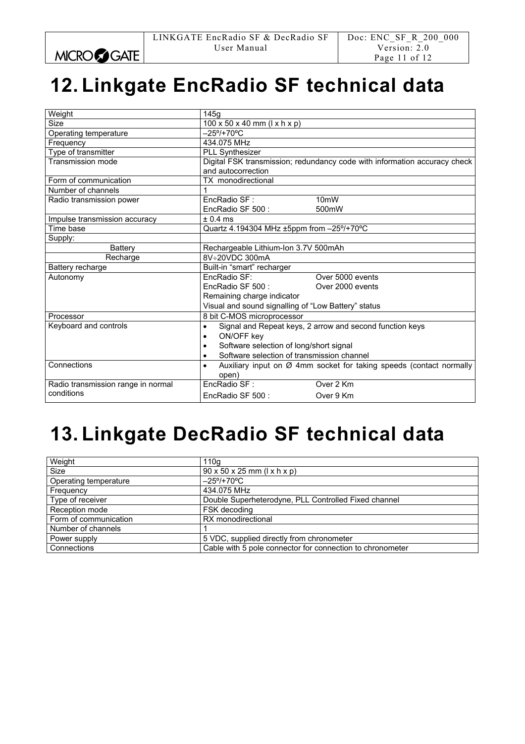# 12. Linkgate EncRadio SF technical data

| | |
|---|---|
| Weight | 145g |
| Size | 100 x 50 x 40 mm (l x h x p) |
| Operating temperature | –25º/+70ºC |
| Frequency | 434.075 MHz |
| Type of transmitter | PLL Synthesizer |
| Transmission mode | Digital FSK transmission; redundancy code with information accuracy check and autocorrection |
| Form of communication | TX monodirectional |
| Number of channels | 1 |
| Radio transmission power | EncRadio SF : 10mW<br>EncRadio SF 500 : 500mW |
| Impulse transmission accuracy | ± 0.4 ms |
| Time base | Quartz 4.194304 MHz ±5ppm from –25º/+70ºC |
| Supply: | |
| Battery | Rechargeable Lithium-Ion 3.7V 500mAh |
| Recharge | 8V÷20VDC 300mA |
| Battery recharge | Built-in "smart" recharger |
| Autonomy | EncRadio SF: Over 5000 events<br>EncRadio SF 500 : Over 2000 events<br>Remaining charge indicator<br>Visual and sound signalling of "Low Battery" status |
| Processor | 8 bit C-MOS microprocessor |
| Keyboard and controls | • Signal and Repeat keys, 2 arrow and second function keys<br>• ON/OFF key<br>• Software selection of long/short signal<br>• Software selection of transmission channel |
| Connections | • Auxiliary input on Ø 4mm socket for taking speeds (contact normally open) |
| Radio transmission range in normal conditions | EncRadio SF : Over 2 Km<br>EncRadio SF 500 : Over 9 Km |

# 13. Linkgate DecRadio SF technical data

| | |
|---|---|
| Weight | 110g |
| Size | 90 x 50 x 25 mm (l x h x p) |
| Operating temperature | –25º/+70ºC |
| Frequency | 434.075 MHz |
| Type of receiver | Double Superheterodyne, PLL Controlled Fixed channel |
| Reception mode | FSK decoding |
| Form of communication | RX monodirectional |
| Number of channels | 1 |
| Power supply | 5 VDC, supplied directly from chronometer |
| Connections | Cable with 5 pole connector for connection to chronometer |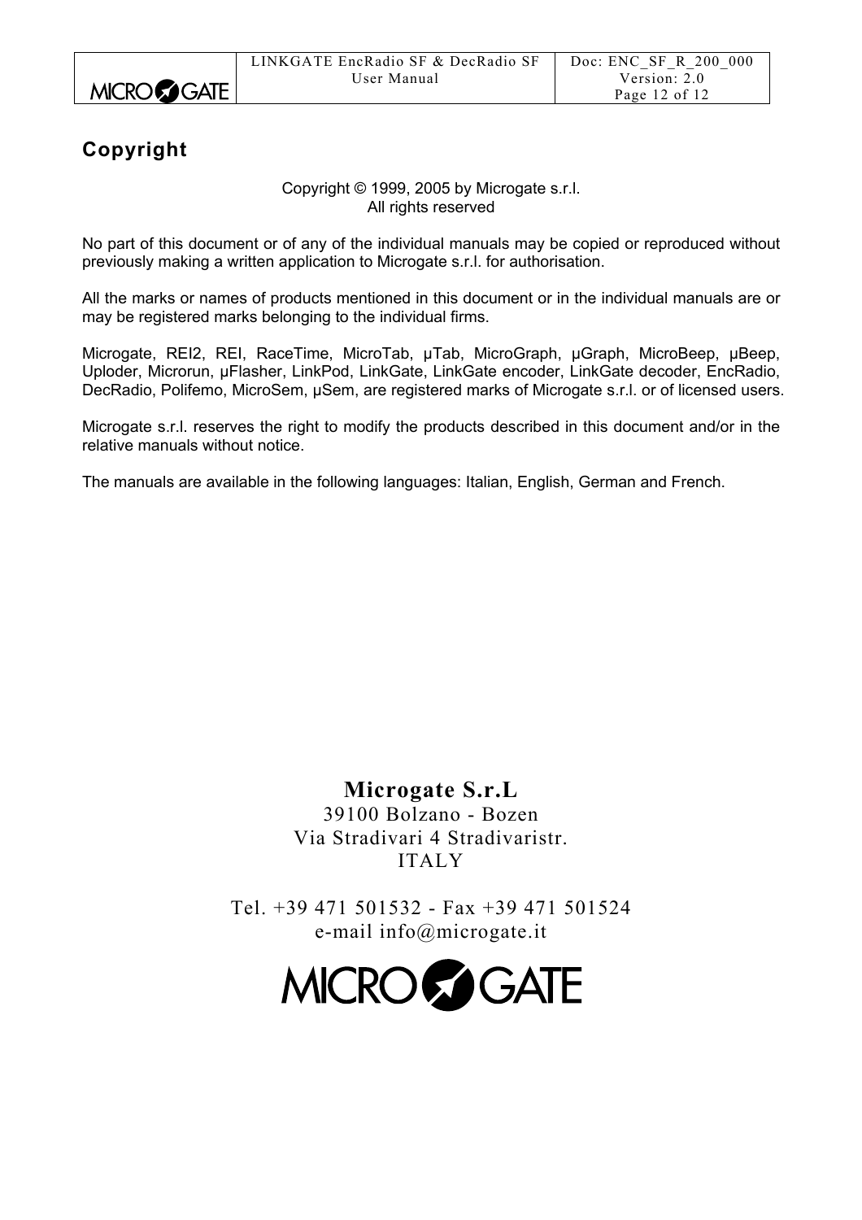# Copyright

Copyright © 1999, 2005 by Microgate s.r.l.
All rights reserved

No part of this document or of any of the individual manuals may be copied or reproduced without previously making a written application to Microgate s.r.l. for authorisation.

All the marks or names of products mentioned in this document or in the individual manuals are or may be registered marks belonging to the individual firms.

Microgate, REI2, REI, RaceTime, MicroTab, μTab, MicroGraph, μGraph, MicroBeep, μBeep, Uploder, Microrun, μFlasher, LinkPod, LinkGate, LinkGate encoder, LinkGate decoder, EncRadio, DecRadio, Polifemo, MicroSem, μSem, are registered marks of Microgate s.r.l. or of licensed users.

Microgate s.r.l. reserves the right to modify the products described in this document and/or in the relative manuals without notice.

The manuals are available in the following languages: Italian, English, German and French.

**Microgate S.r.L**
39100 Bolzano - Bozen
Via Stradivari 4 Stradivaristr.
ITALY

Tel. +39 471 501532 - Fax +39 471 501524
e-mail info@microgate.it